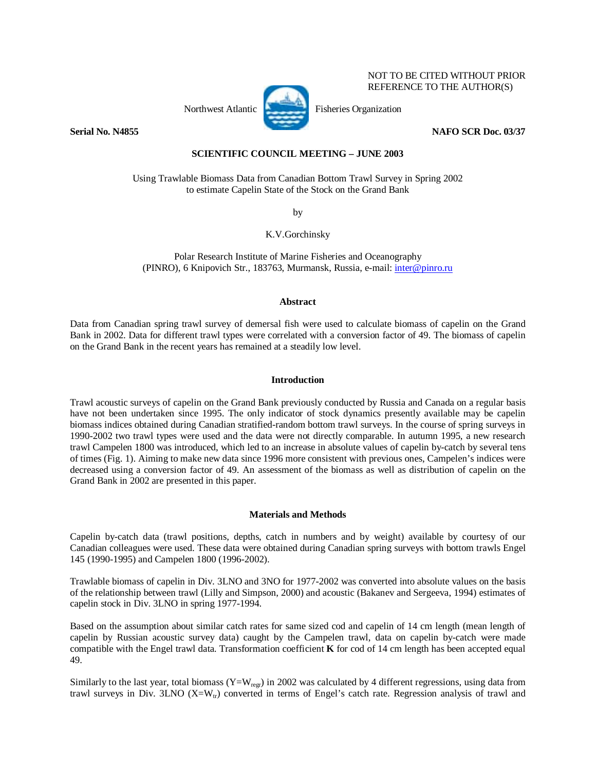NOT TO BE CITED WITHOUT PRIOR REFERENCE TO THE AUTHOR(S)

Northwest Atlantic Fisheries Organization

**Serial No. N4855** **NAFO SCR Doc. 03/37**

**SCIENTIFIC COUNCIL MEETING – JUNE 2003**

Using Trawlable Biomass Data from Canadian Bottom Trawl Survey in Spring 2002 to estimate Capelin State of the Stock on the Grand Bank

by

K.V.Gorchinsky

Polar Research Institute of Marine Fisheries and Oceanography (PINRO), 6 Knipovich Str., 183763, Murmansk, Russia, e-mail: inter@pinro.ru

## Abstract

Data from Canadian spring trawl survey of demersal fish were used to calculate biomass of capelin on the Grand Bank in 2002. Data for different trawl types were correlated with a conversion factor of 49. The biomass of capelin on the Grand Bank in the recent years has remained at a steadily low level.

## Introduction

Trawl acoustic surveys of capelin on the Grand Bank previously conducted by Russia and Canada on a regular basis have not been undertaken since 1995. The only indicator of stock dynamics presently available may be capelin biomass indices obtained during Canadian stratified-random bottom trawl surveys. In the course of spring surveys in 1990-2002 two trawl types were used and the data were not directly comparable. In autumn 1995, a new research trawl Campelen 1800 was introduced, which led to an increase in absolute values of capelin by-catch by several tens of times (Fig. 1). Aiming to make new data since 1996 more consistent with previous ones, Campelen's indices were decreased using a conversion factor of 49. An assessment of the biomass as well as distribution of capelin on the Grand Bank in 2002 are presented in this paper.

## Materials and Methods

Capelin by-catch data (trawl positions, depths, catch in numbers and by weight) available by courtesy of our Canadian colleagues were used. These data were obtained during Canadian spring surveys with bottom trawls Engel 145 (1990-1995) and Campelen 1800 (1996-2002).

Trawlable biomass of capelin in Div. 3LNO and 3NO for 1977-2002 was converted into absolute values on the basis of the relationship between trawl (Lilly and Simpson, 2000) and acoustic (Bakanev and Sergeeva, 1994) estimates of capelin stock in Div. 3LNO in spring 1977-1994.

Based on the assumption about similar catch rates for same sized cod and capelin of 14 cm length (mean length of capelin by Russian acoustic survey data) caught by the Campelen trawl, data on capelin by-catch were made compatible with the Engel trawl data. Transformation coefficient **K** for cod of 14 cm length has been accepted equal 49.

Similarly to the last year, total biomass ($Y=W_{regr}$) in 2002 was calculated by 4 different regressions, using data from trawl surveys in Div. 3LNO ($X=W_{tr}$) converted in terms of Engel's catch rate. Regression analysis of trawl and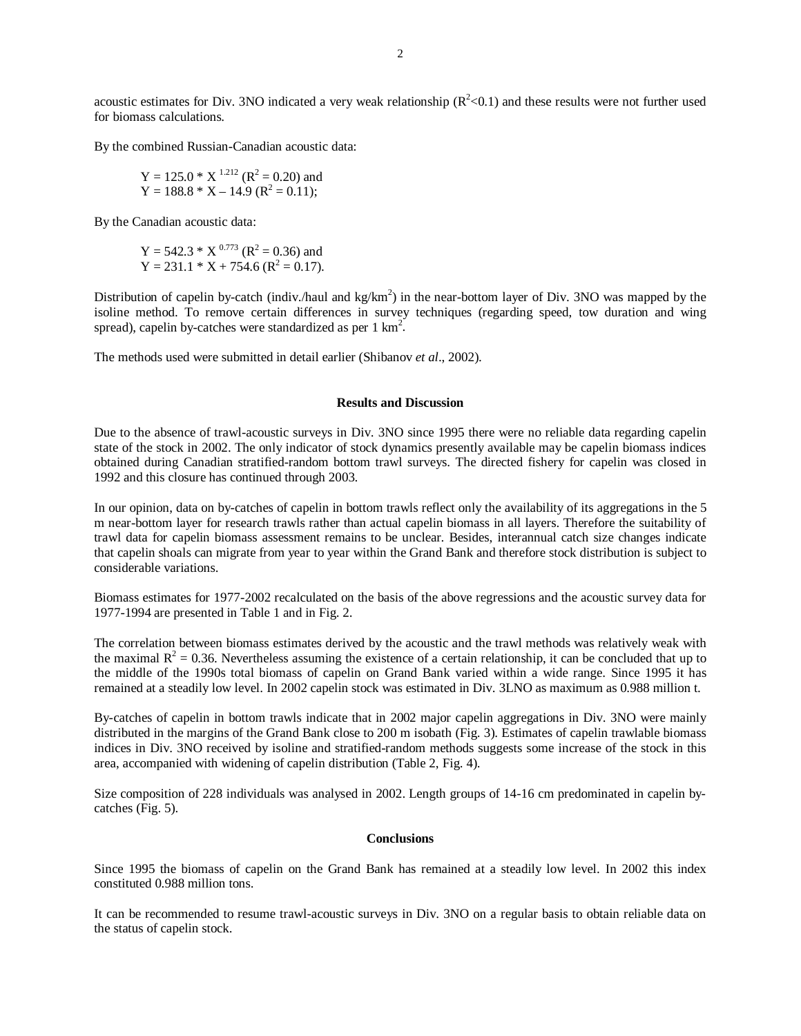acoustic estimates for Div. 3NO indicated a very weak relationship ($R^2<0.1$) and these results were not further used for biomass calculations.

By the combined Russian-Canadian acoustic data:

$$Y = 125.0 * X^{1.212} \ (R^2 = 0.20) \text{ and}$$
$$Y = 188.8 * X - 14.9 \ (R^2 = 0.11);$$

By the Canadian acoustic data:

$$Y = 542.3 * X^{0.773} \ (R^2 = 0.36) \text{ and}$$
$$Y = 231.1 * X + 754.6 \ (R^2 = 0.17).$$

Distribution of capelin by-catch (indiv./haul and kg/km$^2$) in the near-bottom layer of Div. 3NO was mapped by the isoline method. To remove certain differences in survey techniques (regarding speed, tow duration and wing spread), capelin by-catches were standardized as per 1 km$^2$.

The methods used were submitted in detail earlier (Shibanov *et al*., 2002).

## Results and Discussion

Due to the absence of trawl-acoustic surveys in Div. 3NO since 1995 there were no reliable data regarding capelin state of the stock in 2002. The only indicator of stock dynamics presently available may be capelin biomass indices obtained during Canadian stratified-random bottom trawl surveys. The directed fishery for capelin was closed in 1992 and this closure has continued through 2003.

In our opinion, data on by-catches of capelin in bottom trawls reflect only the availability of its aggregations in the 5 m near-bottom layer for research trawls rather than actual capelin biomass in all layers. Therefore the suitability of trawl data for capelin biomass assessment remains to be unclear. Besides, interannual catch size changes indicate that capelin shoals can migrate from year to year within the Grand Bank and therefore stock distribution is subject to considerable variations.

Biomass estimates for 1977-2002 recalculated on the basis of the above regressions and the acoustic survey data for 1977-1994 are presented in Table 1 and in Fig. 2.

The correlation between biomass estimates derived by the acoustic and the trawl methods was relatively weak with the maximal $R^2 = 0.36$. Nevertheless assuming the existence of a certain relationship, it can be concluded that up to the middle of the 1990s total biomass of capelin on Grand Bank varied within a wide range. Since 1995 it has remained at a steadily low level. In 2002 capelin stock was estimated in Div. 3LNO as maximum as 0.988 million t.

By-catches of capelin in bottom trawls indicate that in 2002 major capelin aggregations in Div. 3NO were mainly distributed in the margins of the Grand Bank close to 200 m isobath (Fig. 3). Estimates of capelin trawlable biomass indices in Div. 3NO received by isoline and stratified-random methods suggests some increase of the stock in this area, accompanied with widening of capelin distribution (Table 2, Fig. 4).

Size composition of 228 individuals was analysed in 2002. Length groups of 14-16 cm predominated in capelin by-catches (Fig. 5).

## Conclusions

Since 1995 the biomass of capelin on the Grand Bank has remained at a steadily low level. In 2002 this index constituted 0.988 million tons.

It can be recommended to resume trawl-acoustic surveys in Div. 3NO on a regular basis to obtain reliable data on the status of capelin stock.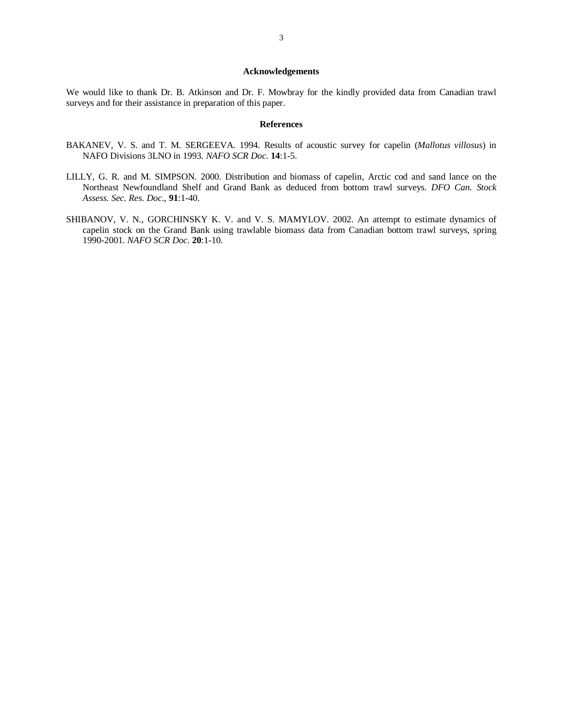## Acknowledgements

We would like to thank Dr. B. Atkinson and Dr. F. Mowbray for the kindly provided data from Canadian trawl surveys and for their assistance in preparation of this paper.

## References

BAKANEV, V. S. and T. M. SERGEEVA. 1994. Results of acoustic survey for capelin (*Mallotus villosus*) in NAFO Divisions 3LNO in 1993. *NAFO SCR Doc.* **14**:1-5.

LILLY, G. R. and M. SIMPSON. 2000. Distribution and biomass of capelin, Arctic cod and sand lance on the Northeast Newfoundland Shelf and Grand Bank as deduced from bottom trawl surveys. *DFO Can. Stock Assess. Sec. Res. Doc*., **91**:1-40.

SHIBANOV, V. N., GORCHINSKY K. V. and V. S. MAMYLOV. 2002. An attempt to estimate dynamics of capelin stock on the Grand Bank using trawlable biomass data from Canadian bottom trawl surveys, spring 1990-2001. *NAFO SCR Doc.* **20**:1-10.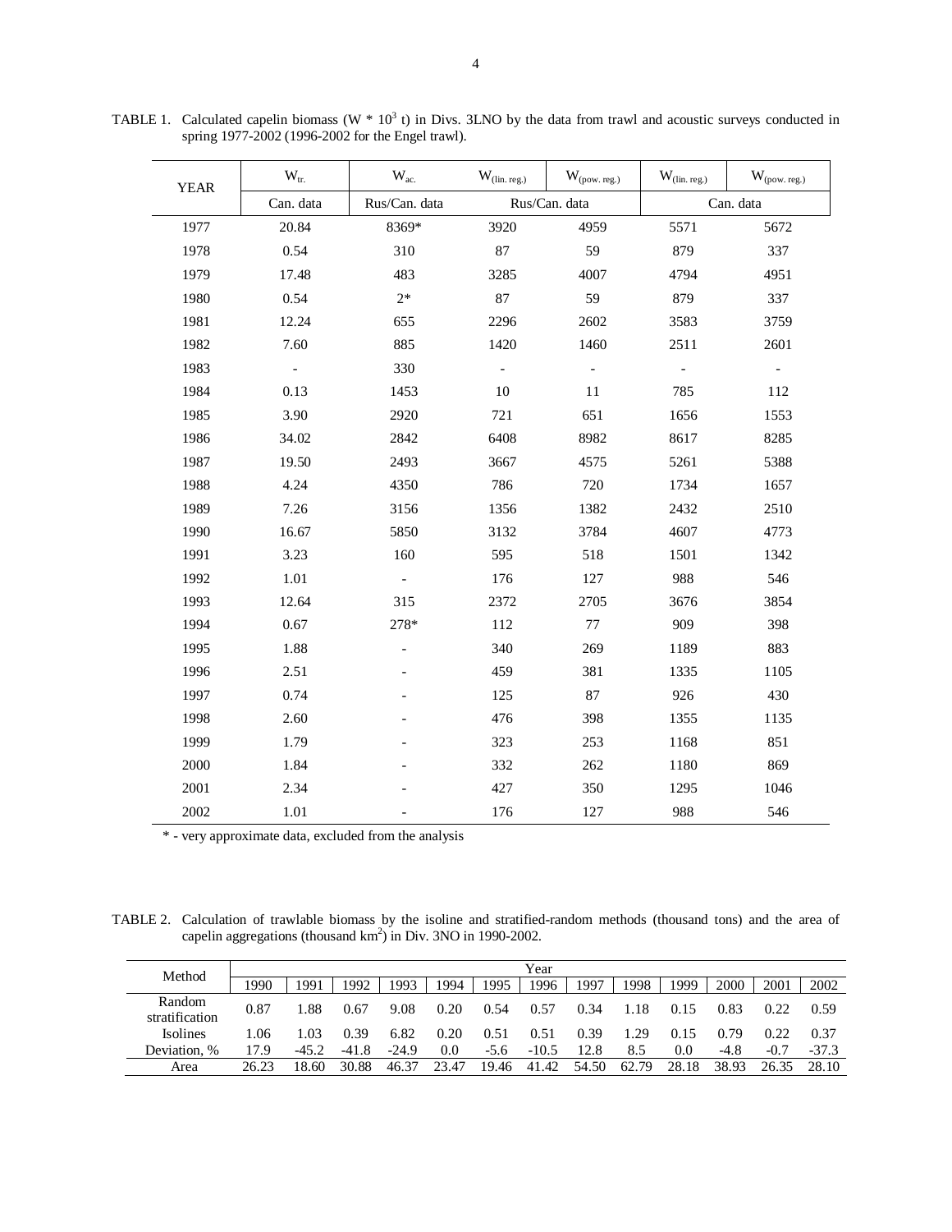TABLE 1. Calculated capelin biomass (W * $10^3$ t) in Divs. 3LNO by the data from trawl and acoustic surveys conducted in spring 1977-2002 (1996-2002 for the Engel trawl).

| YEAR | $W_{tr.}$ | $W_{ac.}$ | $W_{(lin. reg.)}$ | $W_{(pow. reg.)}$ | $W_{(lin. reg.)}$ | $W_{(pow. reg.)}$ |
|---|---|---|---|---|---|---|
| | Can. data | Rus/Can. data | Rus/Can. data | | Can. data | |
| 1977 | 20.84 | 8369* | 3920 | 4959 | 5571 | 5672 |
| 1978 | 0.54 | 310 | 87 | 59 | 879 | 337 |
| 1979 | 17.48 | 483 | 3285 | 4007 | 4794 | 4951 |
| 1980 | 0.54 | 2* | 87 | 59 | 879 | 337 |
| 1981 | 12.24 | 655 | 2296 | 2602 | 3583 | 3759 |
| 1982 | 7.60 | 885 | 1420 | 1460 | 2511 | 2601 |
| 1983 | - | 330 | - | - | - | - |
| 1984 | 0.13 | 1453 | 10 | 11 | 785 | 112 |
| 1985 | 3.90 | 2920 | 721 | 651 | 1656 | 1553 |
| 1986 | 34.02 | 2842 | 6408 | 8982 | 8617 | 8285 |
| 1987 | 19.50 | 2493 | 3667 | 4575 | 5261 | 5388 |
| 1988 | 4.24 | 4350 | 786 | 720 | 1734 | 1657 |
| 1989 | 7.26 | 3156 | 1356 | 1382 | 2432 | 2510 |
| 1990 | 16.67 | 5850 | 3132 | 3784 | 4607 | 4773 |
| 1991 | 3.23 | 160 | 595 | 518 | 1501 | 1342 |
| 1992 | 1.01 | - | 176 | 127 | 988 | 546 |
| 1993 | 12.64 | 315 | 2372 | 2705 | 3676 | 3854 |
| 1994 | 0.67 | 278* | 112 | 77 | 909 | 398 |
| 1995 | 1.88 | - | 340 | 269 | 1189 | 883 |
| 1996 | 2.51 | - | 459 | 381 | 1335 | 1105 |
| 1997 | 0.74 | - | 125 | 87 | 926 | 430 |
| 1998 | 2.60 | - | 476 | 398 | 1355 | 1135 |
| 1999 | 1.79 | - | 323 | 253 | 1168 | 851 |
| 2000 | 1.84 | - | 332 | 262 | 1180 | 869 |
| 2001 | 2.34 | - | 427 | 350 | 1295 | 1046 |
| 2002 | 1.01 | - | 176 | 127 | 988 | 546 |

\* - very approximate data, excluded from the analysis

TABLE 2. Calculation of trawlable biomass by the isoline and stratified-random methods (thousand tons) and the area of capelin aggregations (thousand km$^2$) in Div. 3NO in 1990-2002.

| Method | Year | | | | | | | | | | | | |
|---|---|---|---|---|---|---|---|---|---|---|---|---|---|
| | 1990 | 1991 | 1992 | 1993 | 1994 | 1995 | 1996 | 1997 | 1998 | 1999 | 2000 | 2001 | 2002 |
| Random stratification | 0.87 | 1.88 | 0.67 | 9.08 | 0.20 | 0.54 | 0.57 | 0.34 | 1.18 | 0.15 | 0.83 | 0.22 | 0.59 |
| Isolines | 1.06 | 1.03 | 0.39 | 6.82 | 0.20 | 0.51 | 0.51 | 0.39 | 1.29 | 0.15 | 0.79 | 0.22 | 0.37 |
| Deviation, % | 17.9 | -45.2 | -41.8 | -24.9 | 0.0 | -5.6 | -10.5 | 12.8 | 8.5 | 0.0 | -4.8 | -0.7 | -37.3 |
| Area | 26.23 | 18.60 | 30.88 | 46.37 | 23.47 | 19.46 | 41.42 | 54.50 | 62.79 | 28.18 | 38.93 | 26.35 | 28.10 |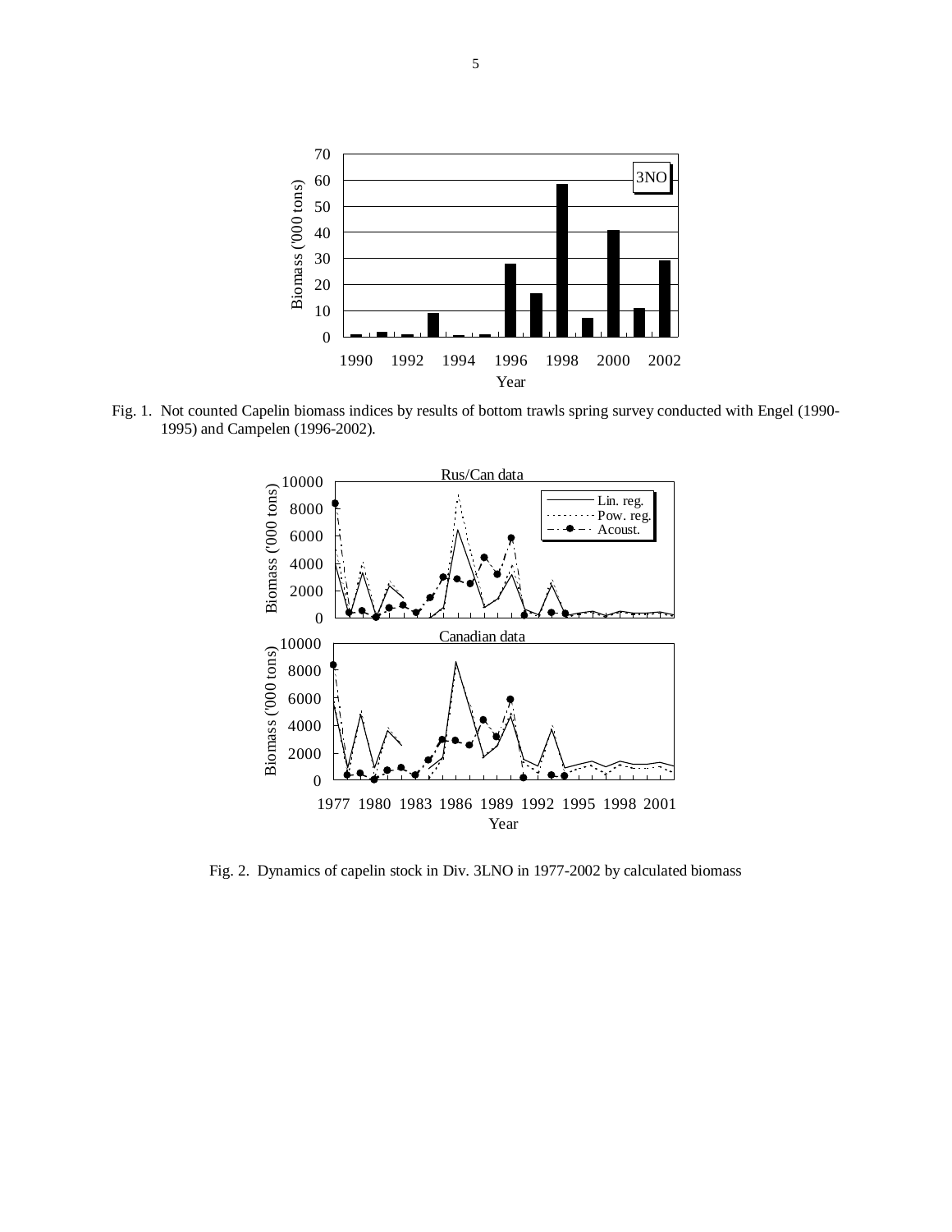Fig. 1. Not counted Capelin biomass indices by results of bottom trawls spring survey conducted with Engel (1990-1995) and Campelen (1996-2002).

Fig. 2. Dynamics of capelin stock in Div. 3LNO in 1977-2002 by calculated biomass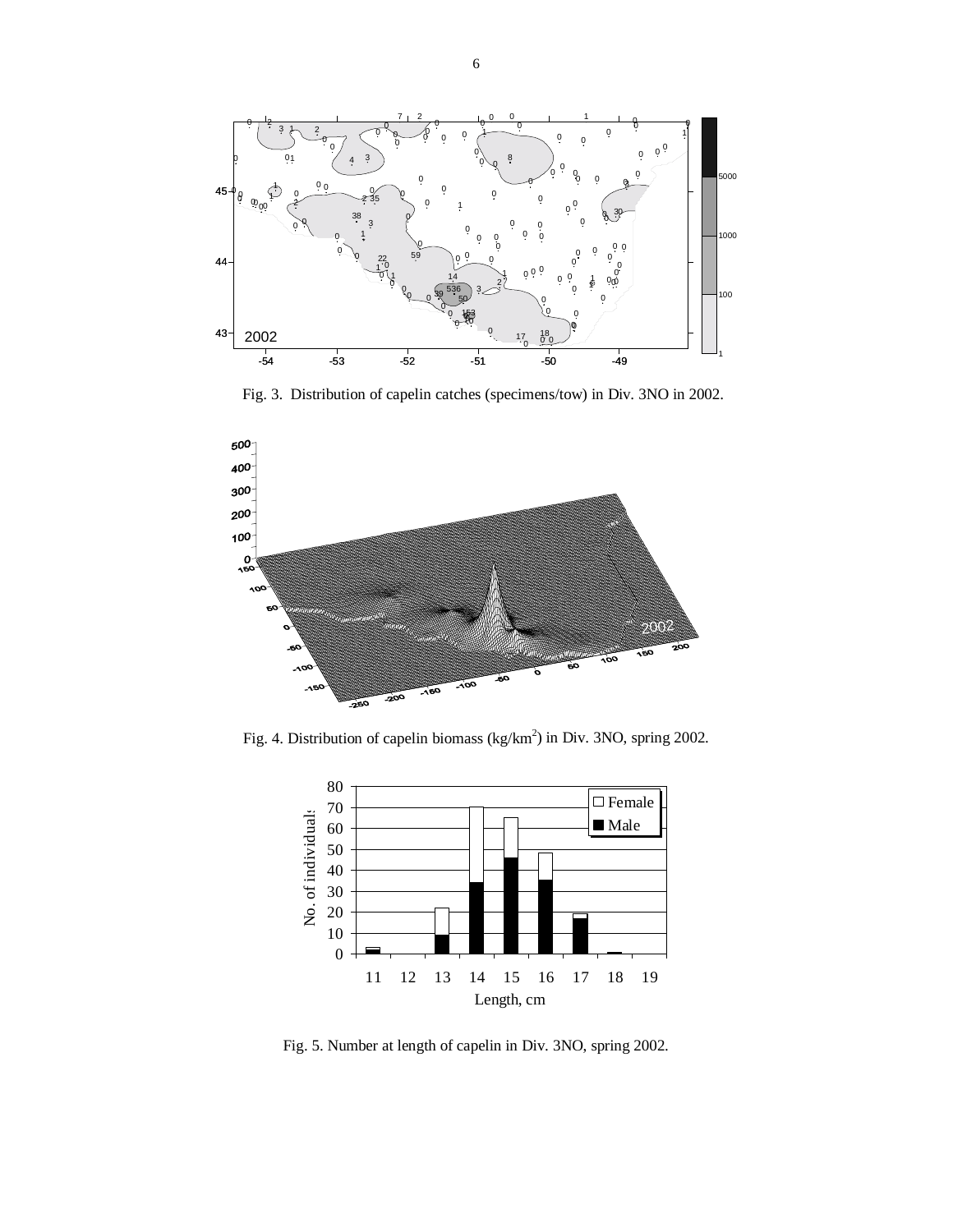2002

Fig. 3. Distribution of capelin catches (specimens/tow) in Div. 3NO in 2002.

2002

Fig. 4. Distribution of capelin biomass (kg/km$^2$) in Div. 3NO, spring 2002.

Female
Male
No. of individuals
Length, cm

Fig. 5. Number at length of capelin in Div. 3NO, spring 2002.